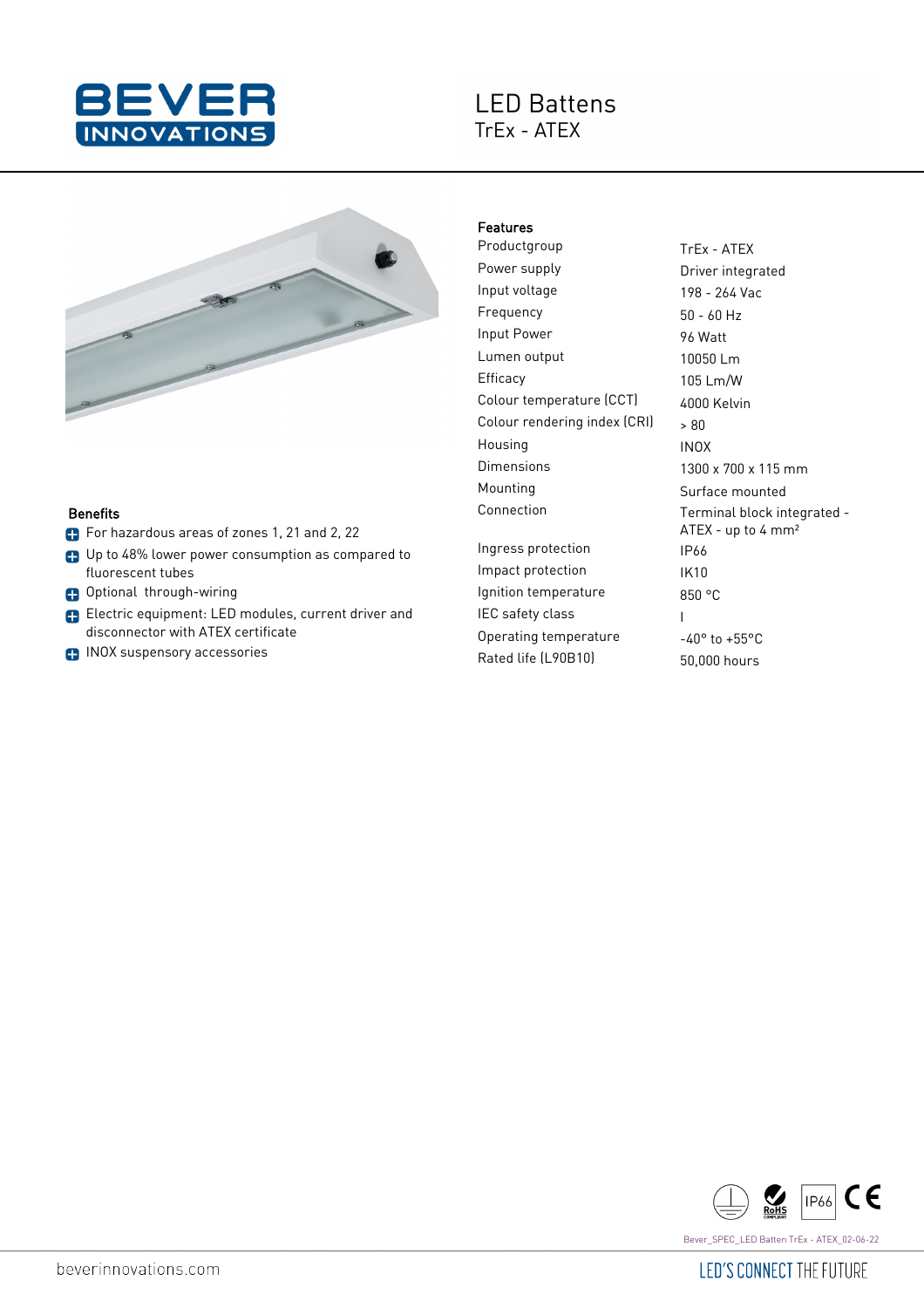# LED Battens

TrEx - ATEX

## Features

| | |
|---|---|
| Productgroup | TrEx - ATEX |
| Power supply | Driver integrated |
| Input voltage | 198 - 264 Vac |
| Frequency | 50 - 60 Hz |
| Input Power | 96 Watt |
| Lumen output | 10050 Lm |
| Efficacy | 105 Lm/W |
| Colour temperature (CCT) | 4000 Kelvin |
| Colour rendering index (CRI) | > 80 |
| Housing | INOX |
| Dimensions | 1300 x 700 x 115 mm |
| Mounting | Surface mounted |
| Connection | Terminal block integrated - ATEX - up to 4 mm² |
| Ingress protection | IP66 |
| Impact protection | IK10 |
| Ignition temperature | 850 °C |
| IEC safety class | I |
| Operating temperature | -40° to +55°C |
| Rated life (L90B10) | 50,000 hours |

## Benefits

- For hazardous areas of zones 1, 21 and 2, 22
- Up to 48% lower power consumption as compared to fluorescent tubes
- Optional through-wiring
- Electric equipment: LED modules, current driver and disconnector with ATEX certificate
- INOX suspensory accessories

IP66

Bever_SPEC_LED Batten TrEx - ATEX_02-06-22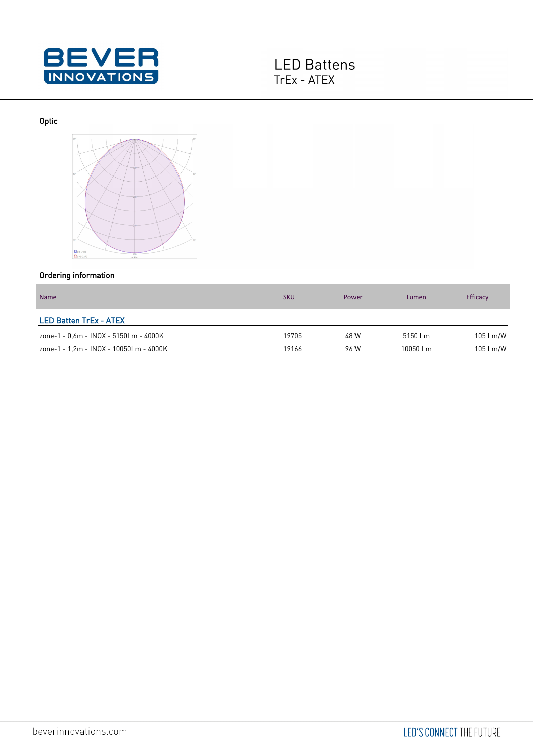# LED Battens

TrEx - ATEX

## Optic

## Ordering information

| Name | SKU | Power | Lumen | Efficacy |
|---|---|---|---|---|
| **LED Batten TrEx - ATEX** | | | | |
| zone-1 - 0,6m - INOX - 5150Lm - 4000K | 19705 | 48 W | 5150 Lm | 105 Lm/W |
| zone-1 - 1,2m - INOX - 10050Lm - 4000K | 19166 | 96 W | 10050 Lm | 105 Lm/W |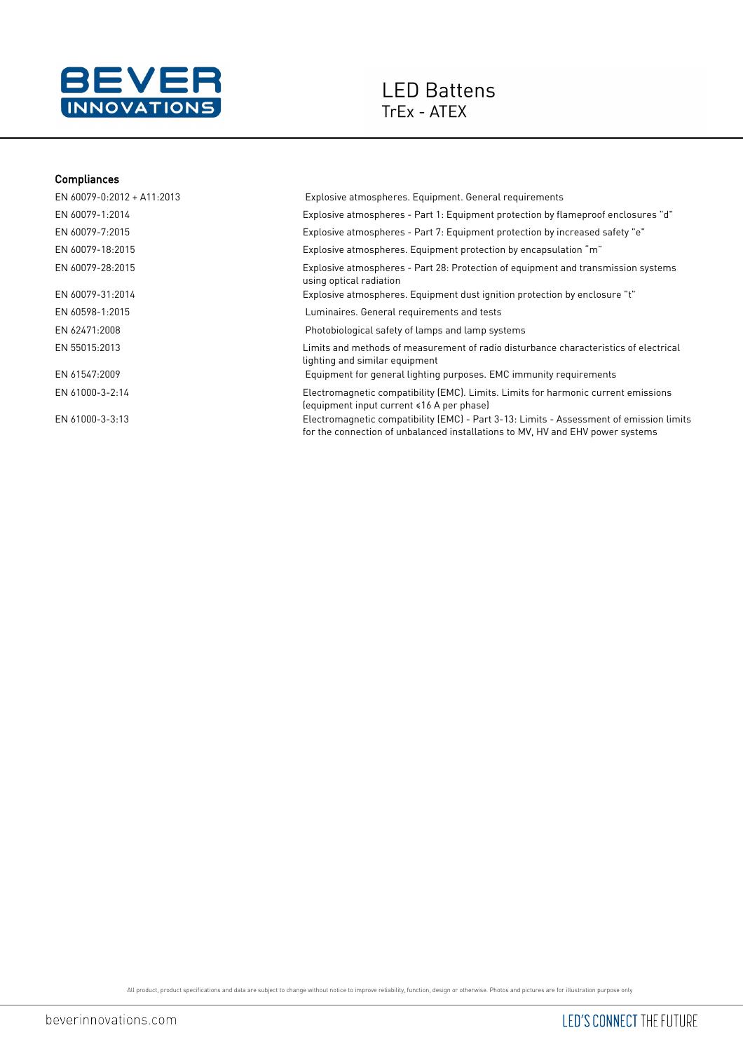### Compliances

| | |
|---|---|
| EN 60079-0:2012 + A11:2013 | Explosive atmospheres. Equipment. General requirements |
| EN 60079-1:2014 | Explosive atmospheres - Part 1: Equipment protection by flameproof enclosures "d" |
| EN 60079-7:2015 | Explosive atmospheres - Part 7: Equipment protection by increased safety "e" |
| EN 60079-18:2015 | Explosive atmospheres. Equipment protection by encapsulation "m" |
| EN 60079-28:2015 | Explosive atmospheres - Part 28: Protection of equipment and transmission systems using optical radiation |
| EN 60079-31:2014 | Explosive atmospheres. Equipment dust ignition protection by enclosure "t" |
| EN 60598-1:2015 | Luminaires. General requirements and tests |
| EN 62471:2008 | Photobiological safety of lamps and lamp systems |
| EN 55015:2013 | Limits and methods of measurement of radio disturbance characteristics of electrical lighting and similar equipment |
| EN 61547:2009 | Equipment for general lighting purposes. EMC immunity requirements |
| EN 61000-3-2:14 | Electromagnetic compatibility (EMC). Limits. Limits for harmonic current emissions (equipment input current ≤16 A per phase) |
| EN 61000-3-3:13 | Electromagnetic compatibility (EMC) - Part 3-13: Limits - Assessment of emission limits for the connection of unbalanced installations to MV, HV and EHV power systems |

All product, product specifications and data are subject to change without notice to improve reliability, function, design or otherwise. Photos and pictures are for illustration purpose only